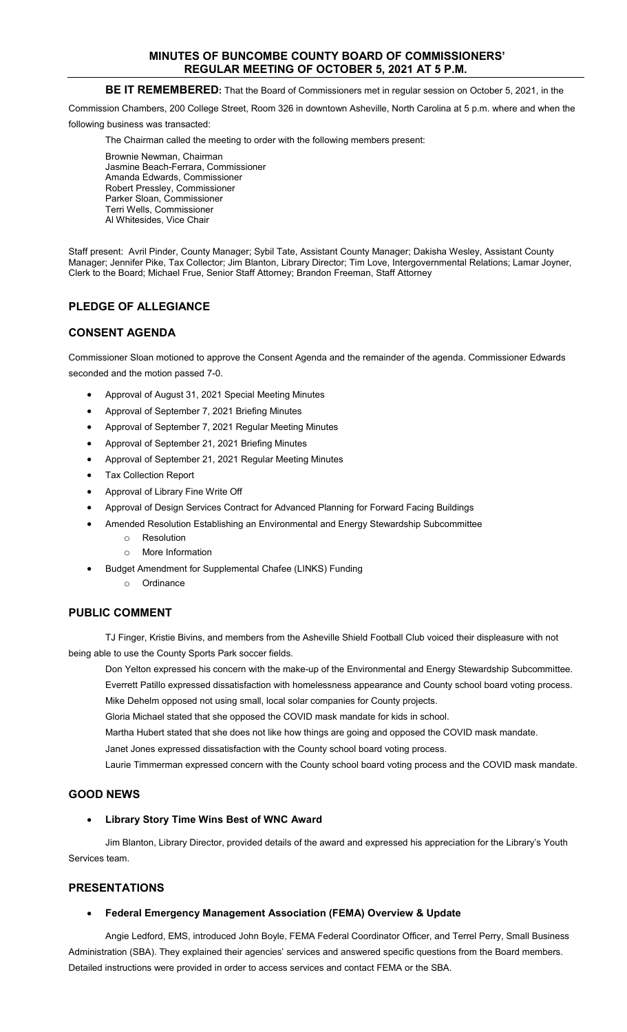# MINUTES OF BUNCOMBE COUNTY BOARD OF COMMISSIONERS' REGULAR MEETING OF OCTOBER 5, 2021 AT 5 P.M.

**BE IT REMEMBERED:** That the Board of Commissioners met in regular session on October 5, 2021, in the Commission Chambers, 200 College Street, Room 326 in downtown Asheville, North Carolina at 5 p.m. where and when the following business was transacted:

The Chairman called the meeting to order with the following members present:

Brownie Newman, Chairman
Jasmine Beach-Ferrara, Commissioner
Amanda Edwards, Commissioner
Robert Pressley, Commissioner
Parker Sloan, Commissioner
Terri Wells, Commissioner
Al Whitesides, Vice Chair

Staff present: Avril Pinder, County Manager; Sybil Tate, Assistant County Manager; Dakisha Wesley, Assistant County Manager; Jennifer Pike, Tax Collector; Jim Blanton, Library Director; Tim Love, Intergovernmental Relations; Lamar Joyner, Clerk to the Board; Michael Frue, Senior Staff Attorney; Brandon Freeman, Staff Attorney

## PLEDGE OF ALLEGIANCE

## CONSENT AGENDA

Commissioner Sloan motioned to approve the Consent Agenda and the remainder of the agenda. Commissioner Edwards seconded and the motion passed 7-0.

- Approval of August 31, 2021 Special Meeting Minutes
- Approval of September 7, 2021 Briefing Minutes
- Approval of September 7, 2021 Regular Meeting Minutes
- Approval of September 21, 2021 Briefing Minutes
- Approval of September 21, 2021 Regular Meeting Minutes
- Tax Collection Report
- Approval of Library Fine Write Off
- Approval of Design Services Contract for Advanced Planning for Forward Facing Buildings
- Amended Resolution Establishing an Environmental and Energy Stewardship Subcommittee
  - Resolution
  - More Information
- Budget Amendment for Supplemental Chafee (LINKS) Funding
  - Ordinance

## PUBLIC COMMENT

TJ Finger, Kristie Bivins, and members from the Asheville Shield Football Club voiced their displeasure with not being able to use the County Sports Park soccer fields.

Don Yelton expressed his concern with the make-up of the Environmental and Energy Stewardship Subcommittee.

Everrett Patillo expressed dissatisfaction with homelessness appearance and County school board voting process.

Mike Dehelm opposed not using small, local solar companies for County projects.

Gloria Michael stated that she opposed the COVID mask mandate for kids in school.

Martha Hubert stated that she does not like how things are going and opposed the COVID mask mandate.

Janet Jones expressed dissatisfaction with the County school board voting process.

Laurie Timmerman expressed concern with the County school board voting process and the COVID mask mandate.

## GOOD NEWS

- **Library Story Time Wins Best of WNC Award**

Jim Blanton, Library Director, provided details of the award and expressed his appreciation for the Library's Youth Services team.

## PRESENTATIONS

- **Federal Emergency Management Association (FEMA) Overview & Update**

Angie Ledford, EMS, introduced John Boyle, FEMA Federal Coordinator Officer, and Terrel Perry, Small Business Administration (SBA). They explained their agencies' services and answered specific questions from the Board members. Detailed instructions were provided in order to access services and contact FEMA or the SBA.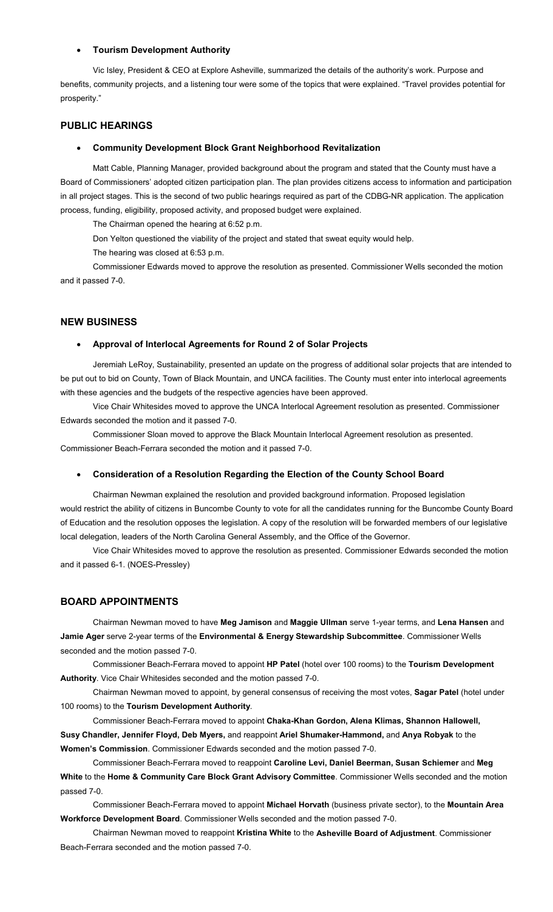- **Tourism Development Authority**

Vic Isley, President & CEO at Explore Asheville, summarized the details of the authority's work. Purpose and benefits, community projects, and a listening tour were some of the topics that were explained. "Travel provides potential for prosperity."

## PUBLIC HEARINGS

- **Community Development Block Grant Neighborhood Revitalization**

Matt Cable, Planning Manager, provided background about the program and stated that the County must have a Board of Commissioners' adopted citizen participation plan. The plan provides citizens access to information and participation in all project stages. This is the second of two public hearings required as part of the CDBG-NR application. The application process, funding, eligibility, proposed activity, and proposed budget were explained.

The Chairman opened the hearing at 6:52 p.m.

Don Yelton questioned the viability of the project and stated that sweat equity would help.

The hearing was closed at 6:53 p.m.

Commissioner Edwards moved to approve the resolution as presented. Commissioner Wells seconded the motion and it passed 7-0.

## NEW BUSINESS

- **Approval of Interlocal Agreements for Round 2 of Solar Projects**

Jeremiah LeRoy, Sustainability, presented an update on the progress of additional solar projects that are intended to be put out to bid on County, Town of Black Mountain, and UNCA facilities. The County must enter into interlocal agreements with these agencies and the budgets of the respective agencies have been approved.

Vice Chair Whitesides moved to approve the UNCA Interlocal Agreement resolution as presented. Commissioner Edwards seconded the motion and it passed 7-0.

Commissioner Sloan moved to approve the Black Mountain Interlocal Agreement resolution as presented. Commissioner Beach-Ferrara seconded the motion and it passed 7-0.

- **Consideration of a Resolution Regarding the Election of the County School Board**

Chairman Newman explained the resolution and provided background information. Proposed legislation would restrict the ability of citizens in Buncombe County to vote for all the candidates running for the Buncombe County Board of Education and the resolution opposes the legislation. A copy of the resolution will be forwarded members of our legislative local delegation, leaders of the North Carolina General Assembly, and the Office of the Governor.

Vice Chair Whitesides moved to approve the resolution as presented. Commissioner Edwards seconded the motion and it passed 6-1. (NOES-Pressley)

## BOARD APPOINTMENTS

Chairman Newman moved to have **Meg Jamison** and **Maggie Ullman** serve 1-year terms, and **Lena Hansen** and **Jamie Ager** serve 2-year terms of the **Environmental & Energy Stewardship Subcommittee**. Commissioner Wells seconded and the motion passed 7-0.

Commissioner Beach-Ferrara moved to appoint **HP Patel** (hotel over 100 rooms) to the **Tourism Development Authority**. Vice Chair Whitesides seconded and the motion passed 7-0.

Chairman Newman moved to appoint, by general consensus of receiving the most votes, **Sagar Patel** (hotel under 100 rooms) to the **Tourism Development Authority**.

Commissioner Beach-Ferrara moved to appoint **Chaka-Khan Gordon, Alena Klimas, Shannon Hallowell, Susy Chandler, Jennifer Floyd, Deb Myers,** and reappoint **Ariel Shumaker-Hammond,** and **Anya Robyak** to the **Women's Commission**. Commissioner Edwards seconded and the motion passed 7-0.

Commissioner Beach-Ferrara moved to reappoint **Caroline Levi, Daniel Beerman, Susan Schiemer** and **Meg White** to the **Home & Community Care Block Grant Advisory Committee**. Commissioner Wells seconded and the motion passed 7-0.

Commissioner Beach-Ferrara moved to appoint **Michael Horvath** (business private sector), to the **Mountain Area Workforce Development Board**. Commissioner Wells seconded and the motion passed 7-0.

Chairman Newman moved to reappoint **Kristina White** to the **Asheville Board of Adjustment**. Commissioner Beach-Ferrara seconded and the motion passed 7-0.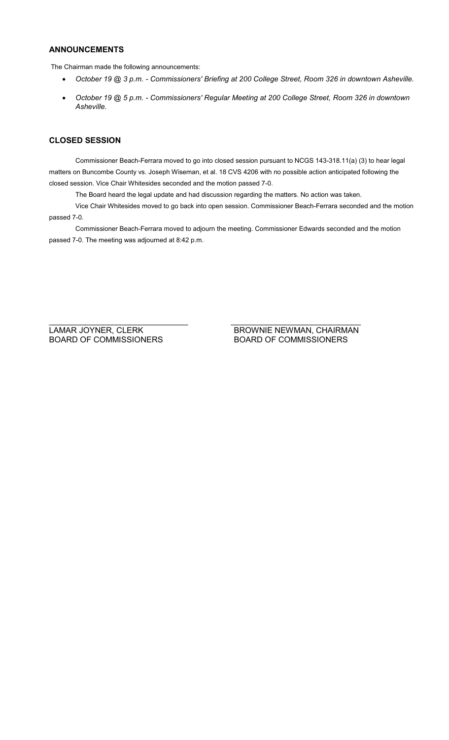## ANNOUNCEMENTS

The Chairman made the following announcements:

- *October 19 @ 3 p.m. - Commissioners' Briefing at 200 College Street, Room 326 in downtown Asheville.*
- *October 19 @ 5 p.m. - Commissioners' Regular Meeting at 200 College Street, Room 326 in downtown Asheville.*

## CLOSED SESSION

Commissioner Beach-Ferrara moved to go into closed session pursuant to NCGS 143-318.11(a) (3) to hear legal matters on Buncombe County vs. Joseph Wiseman, et al. 18 CVS 4206 with no possible action anticipated following the closed session. Vice Chair Whitesides seconded and the motion passed 7-0.

The Board heard the legal update and had discussion regarding the matters. No action was taken.

Vice Chair Whitesides moved to go back into open session. Commissioner Beach-Ferrara seconded and the motion passed 7-0.

Commissioner Beach-Ferrara moved to adjourn the meeting. Commissioner Edwards seconded and the motion passed 7-0. The meeting was adjourned at 8:42 p.m.

\_\_\_\_\_\_\_\_\_\_\_\_\_\_\_\_\_\_\_\_\_\_\_\_\_\_\_\_\_\_\_\_
LAMAR JOYNER, CLERK
BOARD OF COMMISSIONERS

\_\_\_\_\_\_\_\_\_\_\_\_\_\_\_\_\_\_\_\_\_\_\_\_\_\_\_\_\_\_\_\_
BROWNIE NEWMAN, CHAIRMAN
BOARD OF COMMISSIONERS